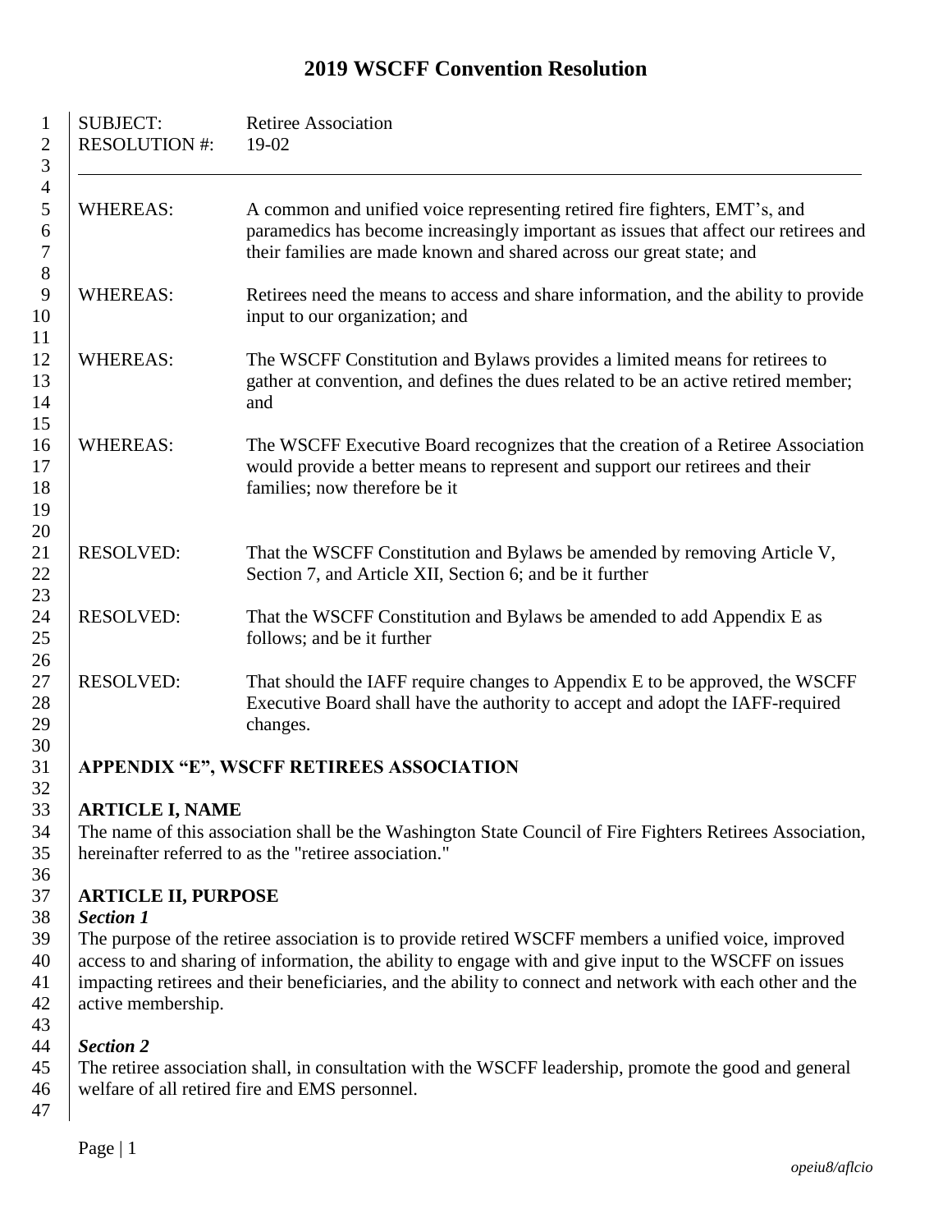# 2019 WSCFF Convention Resolution

SUBJECT: Retiree Association
RESOLUTION #: 19-02

---

**WHEREAS:** A common and unified voice representing retired fire fighters, EMT's, and paramedics has become increasingly important as issues that affect our retirees and their families are made known and shared across our great state; and

**WHEREAS:** Retirees need the means to access and share information, and the ability to provide input to our organization; and

**WHEREAS:** The WSCFF Constitution and Bylaws provides a limited means for retirees to gather at convention, and defines the dues related to be an active retired member; and

**WHEREAS:** The WSCFF Executive Board recognizes that the creation of a Retiree Association would provide a better means to represent and support our retirees and their families; now therefore be it

**RESOLVED:** That the WSCFF Constitution and Bylaws be amended by removing Article V, Section 7, and Article XII, Section 6; and be it further

**RESOLVED:** That the WSCFF Constitution and Bylaws be amended to add Appendix E as follows; and be it further

**RESOLVED:** That should the IAFF require changes to Appendix E to be approved, the WSCFF Executive Board shall have the authority to accept and adopt the IAFF-required changes.

## APPENDIX "E", WSCFF RETIREES ASSOCIATION

### ARTICLE I, NAME

The name of this association shall be the Washington State Council of Fire Fighters Retirees Association, hereinafter referred to as the "retiree association."

### ARTICLE II, PURPOSE

***Section 1***

The purpose of the retiree association is to provide retired WSCFF members a unified voice, improved access to and sharing of information, the ability to engage with and give input to the WSCFF on issues impacting retirees and their beneficiaries, and the ability to connect and network with each other and the active membership.

***Section 2***

The retiree association shall, in consultation with the WSCFF leadership, promote the good and general welfare of all retired fire and EMS personnel.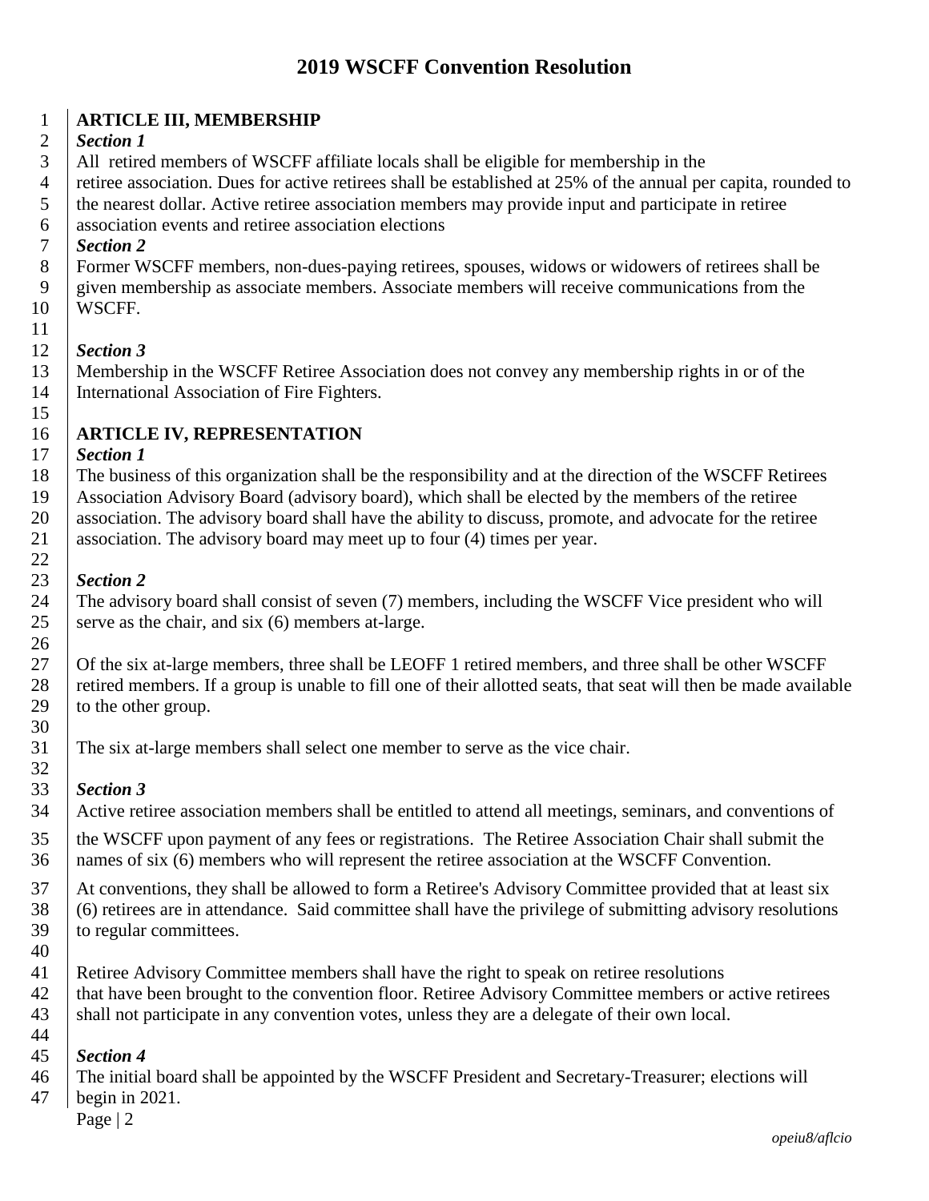# 2019 WSCFF Convention Resolution

## ARTICLE III, MEMBERSHIP

***Section 1***

All retired members of WSCFF affiliate locals shall be eligible for membership in the retiree association. Dues for active retirees shall be established at 25% of the annual per capita, rounded to the nearest dollar. Active retiree association members may provide input and participate in retiree association events and retiree association elections

***Section 2***

Former WSCFF members, non-dues-paying retirees, spouses, widows or widowers of retirees shall be given membership as associate members. Associate members will receive communications from the WSCFF.

***Section 3***

Membership in the WSCFF Retiree Association does not convey any membership rights in or of the International Association of Fire Fighters.

## ARTICLE IV, REPRESENTATION

***Section 1***

The business of this organization shall be the responsibility and at the direction of the WSCFF Retirees Association Advisory Board (advisory board), which shall be elected by the members of the retiree association. The advisory board shall have the ability to discuss, promote, and advocate for the retiree association. The advisory board may meet up to four (4) times per year.

***Section 2***

The advisory board shall consist of seven (7) members, including the WSCFF Vice president who will serve as the chair, and six (6) members at-large.

Of the six at-large members, three shall be LEOFF 1 retired members, and three shall be other WSCFF retired members. If a group is unable to fill one of their allotted seats, that seat will then be made available to the other group.

The six at-large members shall select one member to serve as the vice chair.

***Section 3***

Active retiree association members shall be entitled to attend all meetings, seminars, and conventions of the WSCFF upon payment of any fees or registrations. The Retiree Association Chair shall submit the names of six (6) members who will represent the retiree association at the WSCFF Convention.

At conventions, they shall be allowed to form a Retiree's Advisory Committee provided that at least six (6) retirees are in attendance. Said committee shall have the privilege of submitting advisory resolutions to regular committees.

Retiree Advisory Committee members shall have the right to speak on retiree resolutions that have been brought to the convention floor. Retiree Advisory Committee members or active retirees shall not participate in any convention votes, unless they are a delegate of their own local.

***Section 4***

The initial board shall be appointed by the WSCFF President and Secretary-Treasurer; elections will begin in 2021.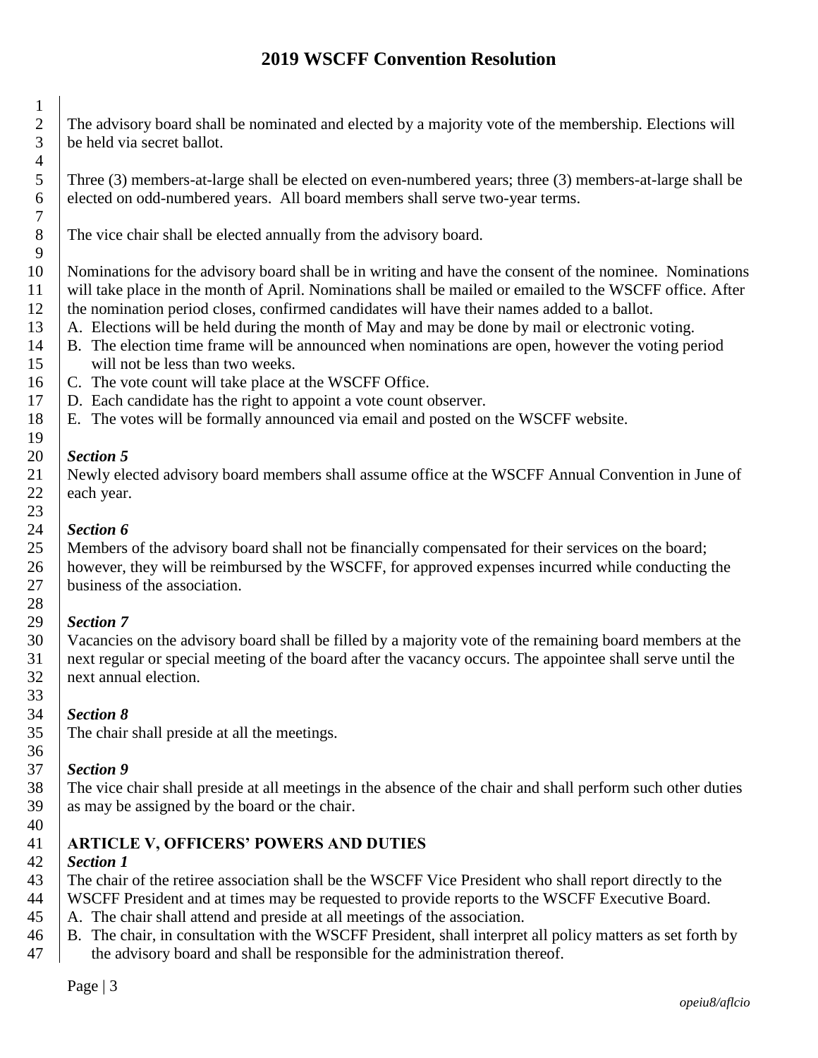The advisory board shall be nominated and elected by a majority vote of the membership. Elections will be held via secret ballot.

Three (3) members-at-large shall be elected on even-numbered years; three (3) members-at-large shall be elected on odd-numbered years. All board members shall serve two-year terms.

The vice chair shall be elected annually from the advisory board.

Nominations for the advisory board shall be in writing and have the consent of the nominee. Nominations will take place in the month of April. Nominations shall be mailed or emailed to the WSCFF office. After the nomination period closes, confirmed candidates will have their names added to a ballot.

A. Elections will be held during the month of May and may be done by mail or electronic voting.
B. The election time frame will be announced when nominations are open, however the voting period will not be less than two weeks.
C. The vote count will take place at the WSCFF Office.
D. Each candidate has the right to appoint a vote count observer.
E. The votes will be formally announced via email and posted on the WSCFF website.

***Section 5***

Newly elected advisory board members shall assume office at the WSCFF Annual Convention in June of each year.

***Section 6***

Members of the advisory board shall not be financially compensated for their services on the board; however, they will be reimbursed by the WSCFF, for approved expenses incurred while conducting the business of the association.

***Section 7***

Vacancies on the advisory board shall be filled by a majority vote of the remaining board members at the next regular or special meeting of the board after the vacancy occurs. The appointee shall serve until the next annual election.

***Section 8***

The chair shall preside at all the meetings.

***Section 9***

The vice chair shall preside at all meetings in the absence of the chair and shall perform such other duties as may be assigned by the board or the chair.

## ARTICLE V, OFFICERS' POWERS AND DUTIES

***Section 1***

The chair of the retiree association shall be the WSCFF Vice President who shall report directly to the WSCFF President and at times may be requested to provide reports to the WSCFF Executive Board.

A. The chair shall attend and preside at all meetings of the association.
B. The chair, in consultation with the WSCFF President, shall interpret all policy matters as set forth by the advisory board and shall be responsible for the administration thereof.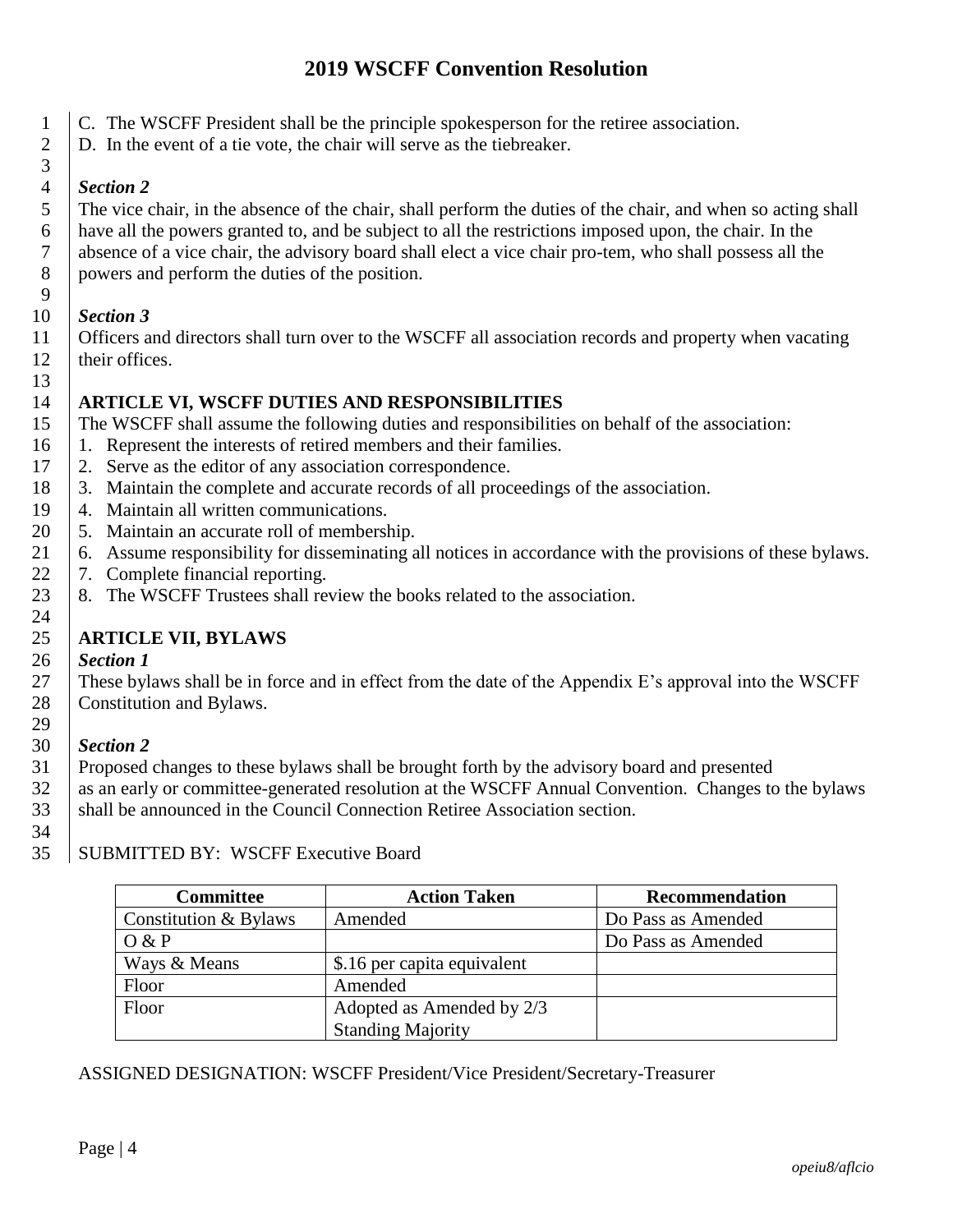C. The WSCFF President shall be the principle spokesperson for the retiree association.
D. In the event of a tie vote, the chair will serve as the tiebreaker.

***Section 2***

The vice chair, in the absence of the chair, shall perform the duties of the chair, and when so acting shall have all the powers granted to, and be subject to all the restrictions imposed upon, the chair. In the absence of a vice chair, the advisory board shall elect a vice chair pro-tem, who shall possess all the powers and perform the duties of the position.

***Section 3***

Officers and directors shall turn over to the WSCFF all association records and property when vacating their offices.

**ARTICLE VI, WSCFF DUTIES AND RESPONSIBILITIES**

The WSCFF shall assume the following duties and responsibilities on behalf of the association:

1. Represent the interests of retired members and their families.
2. Serve as the editor of any association correspondence.
3. Maintain the complete and accurate records of all proceedings of the association.
4. Maintain all written communications.
5. Maintain an accurate roll of membership.
6. Assume responsibility for disseminating all notices in accordance with the provisions of these bylaws.
7. Complete financial reporting.
8. The WSCFF Trustees shall review the books related to the association.

**ARTICLE VII, BYLAWS**

***Section 1***

These bylaws shall be in force and in effect from the date of the Appendix E's approval into the WSCFF Constitution and Bylaws.

***Section 2***

Proposed changes to these bylaws shall be brought forth by the advisory board and presented as an early or committee-generated resolution at the WSCFF Annual Convention. Changes to the bylaws shall be announced in the Council Connection Retiree Association section.

SUBMITTED BY: WSCFF Executive Board

| Committee | Action Taken | Recommendation |
| --- | --- | --- |
| Constitution & Bylaws | Amended | Do Pass as Amended |
| O & P | | Do Pass as Amended |
| Ways & Means | $.16 per capita equivalent | |
| Floor | Amended | |
| Floor | Adopted as Amended by 2/3 Standing Majority | |

ASSIGNED DESIGNATION: WSCFF President/Vice President/Secretary-Treasurer